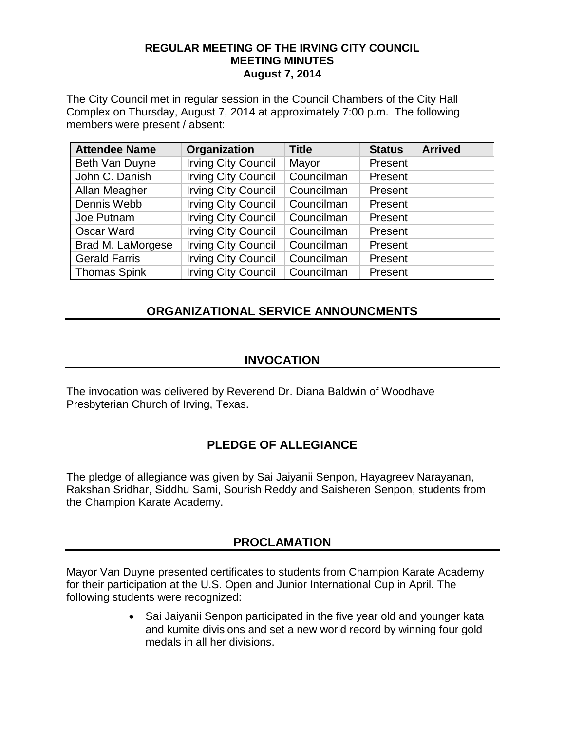# REGULAR MEETING OF THE IRVING CITY COUNCIL
## MEETING MINUTES
## August 7, 2014

The City Council met in regular session in the Council Chambers of the City Hall Complex on Thursday, August 7, 2014 at approximately 7:00 p.m. The following members were present / absent:

| Attendee Name | Organization | Title | Status | Arrived |
|---|---|---|---|---|
| Beth Van Duyne | Irving City Council | Mayor | Present | |
| John C. Danish | Irving City Council | Councilman | Present | |
| Allan Meagher | Irving City Council | Councilman | Present | |
| Dennis Webb | Irving City Council | Councilman | Present | |
| Joe Putnam | Irving City Council | Councilman | Present | |
| Oscar Ward | Irving City Council | Councilman | Present | |
| Brad M. LaMorgese | Irving City Council | Councilman | Present | |
| Gerald Farris | Irving City Council | Councilman | Present | |
| Thomas Spink | Irving City Council | Councilman | Present | |

## ORGANIZATIONAL SERVICE ANNOUNCMENTS

## INVOCATION

The invocation was delivered by Reverend Dr. Diana Baldwin of Woodhave Presbyterian Church of Irving, Texas.

## PLEDGE OF ALLEGIANCE

The pledge of allegiance was given by Sai Jaiyanii Senpon, Hayagreev Narayanan, Rakshan Sridhar, Siddhu Sami, Sourish Reddy and Saisheren Senpon, students from the Champion Karate Academy.

## PROCLAMATION

Mayor Van Duyne presented certificates to students from Champion Karate Academy for their participation at the U.S. Open and Junior International Cup in April. The following students were recognized:

- Sai Jaiyanii Senpon participated in the five year old and younger kata and kumite divisions and set a new world record by winning four gold medals in all her divisions.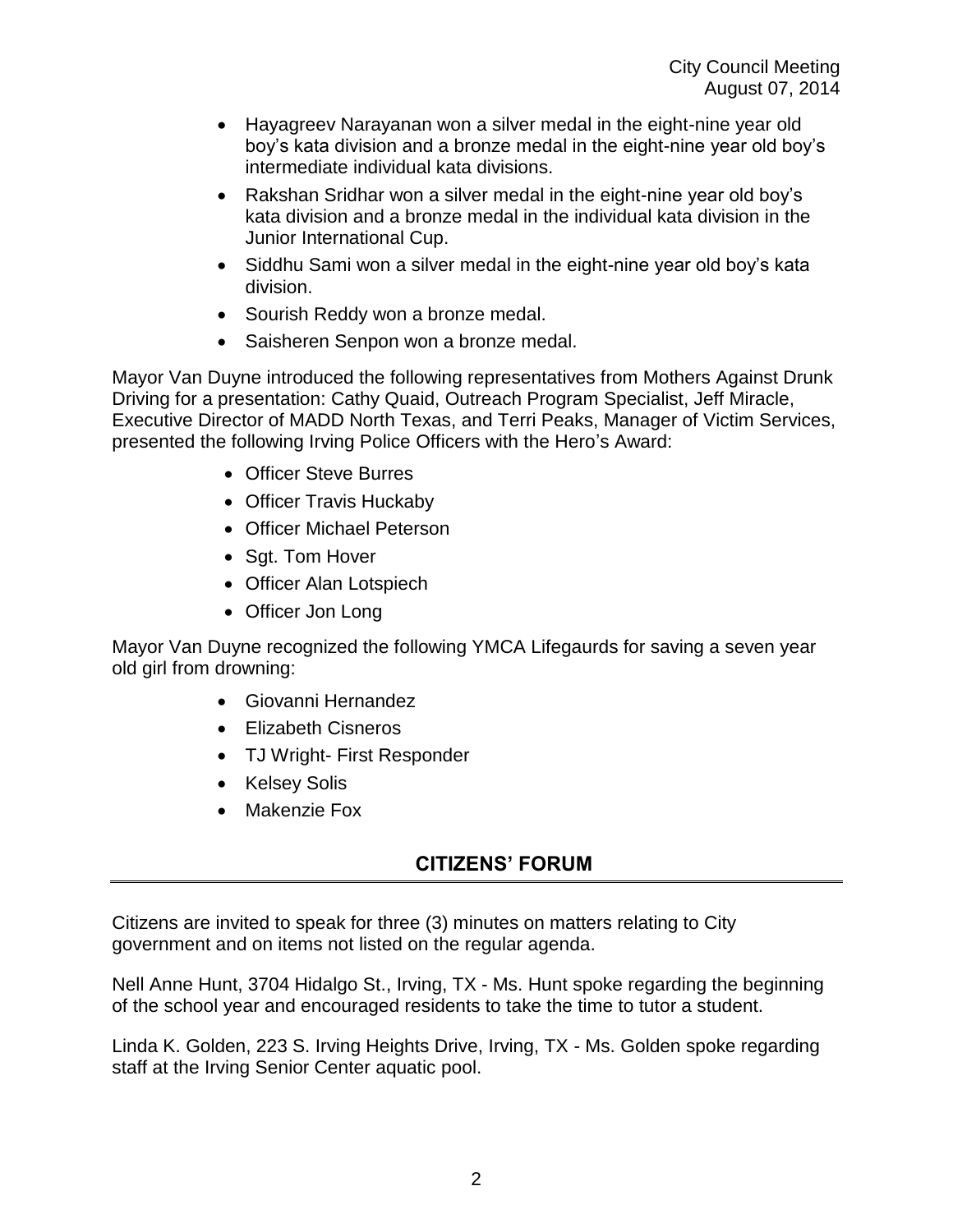- Hayagreev Narayanan won a silver medal in the eight-nine year old boy's kata division and a bronze medal in the eight-nine year old boy's intermediate individual kata divisions.
- Rakshan Sridhar won a silver medal in the eight-nine year old boy's kata division and a bronze medal in the individual kata division in the Junior International Cup.
- Siddhu Sami won a silver medal in the eight-nine year old boy's kata division.
- Sourish Reddy won a bronze medal.
- Saisheren Senpon won a bronze medal.

Mayor Van Duyne introduced the following representatives from Mothers Against Drunk Driving for a presentation: Cathy Quaid, Outreach Program Specialist, Jeff Miracle, Executive Director of MADD North Texas, and Terri Peaks, Manager of Victim Services, presented the following Irving Police Officers with the Hero's Award:

- Officer Steve Burres
- Officer Travis Huckaby
- Officer Michael Peterson
- Sgt. Tom Hover
- Officer Alan Lotspiech
- Officer Jon Long

Mayor Van Duyne recognized the following YMCA Lifegaurds for saving a seven year old girl from drowning:

- Giovanni Hernandez
- Elizabeth Cisneros
- TJ Wright- First Responder
- Kelsey Solis
- Makenzie Fox

## CITIZENS' FORUM

Citizens are invited to speak for three (3) minutes on matters relating to City government and on items not listed on the regular agenda.

Nell Anne Hunt, 3704 Hidalgo St., Irving, TX - Ms. Hunt spoke regarding the beginning of the school year and encouraged residents to take the time to tutor a student.

Linda K. Golden, 223 S. Irving Heights Drive, Irving, TX - Ms. Golden spoke regarding staff at the Irving Senior Center aquatic pool.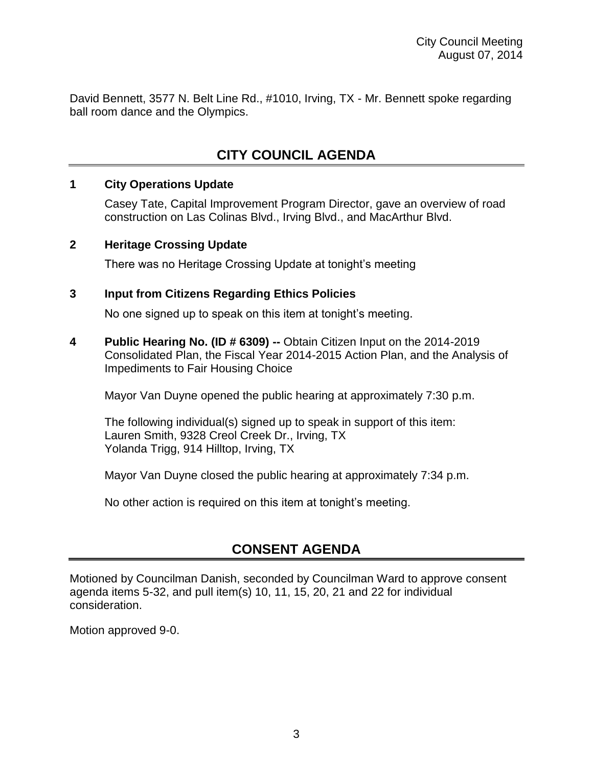David Bennett, 3577 N. Belt Line Rd., #1010, Irving, TX - Mr. Bennett spoke regarding ball room dance and the Olympics.

## CITY COUNCIL AGENDA

**1 City Operations Update**

Casey Tate, Capital Improvement Program Director, gave an overview of road construction on Las Colinas Blvd., Irving Blvd., and MacArthur Blvd.

**2 Heritage Crossing Update**

There was no Heritage Crossing Update at tonight's meeting

**3 Input from Citizens Regarding Ethics Policies**

No one signed up to speak on this item at tonight's meeting.

**4 Public Hearing No. (ID # 6309) --** Obtain Citizen Input on the 2014-2019 Consolidated Plan, the Fiscal Year 2014-2015 Action Plan, and the Analysis of Impediments to Fair Housing Choice

Mayor Van Duyne opened the public hearing at approximately 7:30 p.m.

The following individual(s) signed up to speak in support of this item:
Lauren Smith, 9328 Creol Creek Dr., Irving, TX
Yolanda Trigg, 914 Hilltop, Irving, TX

Mayor Van Duyne closed the public hearing at approximately 7:34 p.m.

No other action is required on this item at tonight's meeting.

## CONSENT AGENDA

Motioned by Councilman Danish, seconded by Councilman Ward to approve consent agenda items 5-32, and pull item(s) 10, 11, 15, 20, 21 and 22 for individual consideration.

Motion approved 9-0.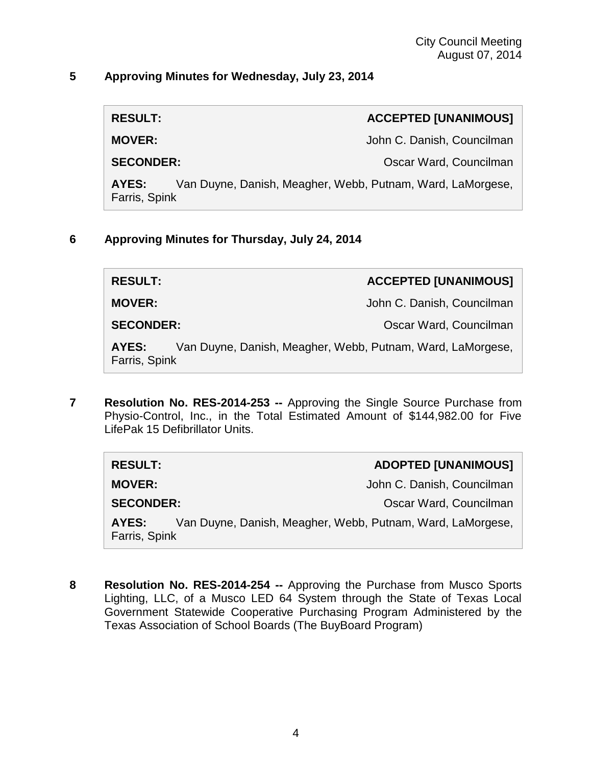**5 Approving Minutes for Wednesday, July 23, 2014**

| | |
|---|---|
| **RESULT:** | **ACCEPTED [UNANIMOUS]** |
| **MOVER:** | John C. Danish, Councilman |
| **SECONDER:** | Oscar Ward, Councilman |
| **AYES:** | Van Duyne, Danish, Meagher, Webb, Putnam, Ward, LaMorgese, Farris, Spink |

**6 Approving Minutes for Thursday, July 24, 2014**

| | |
|---|---|
| **RESULT:** | **ACCEPTED [UNANIMOUS]** |
| **MOVER:** | John C. Danish, Councilman |
| **SECONDER:** | Oscar Ward, Councilman |
| **AYES:** | Van Duyne, Danish, Meagher, Webb, Putnam, Ward, LaMorgese, Farris, Spink |

**7 Resolution No. RES-2014-253 --** Approving the Single Source Purchase from Physio-Control, Inc., in the Total Estimated Amount of $144,982.00 for Five LifePak 15 Defibrillator Units.

| | |
|---|---|
| **RESULT:** | **ADOPTED [UNANIMOUS]** |
| **MOVER:** | John C. Danish, Councilman |
| **SECONDER:** | Oscar Ward, Councilman |
| **AYES:** | Van Duyne, Danish, Meagher, Webb, Putnam, Ward, LaMorgese, Farris, Spink |

**8 Resolution No. RES-2014-254 --** Approving the Purchase from Musco Sports Lighting, LLC, of a Musco LED 64 System through the State of Texas Local Government Statewide Cooperative Purchasing Program Administered by the Texas Association of School Boards (The BuyBoard Program)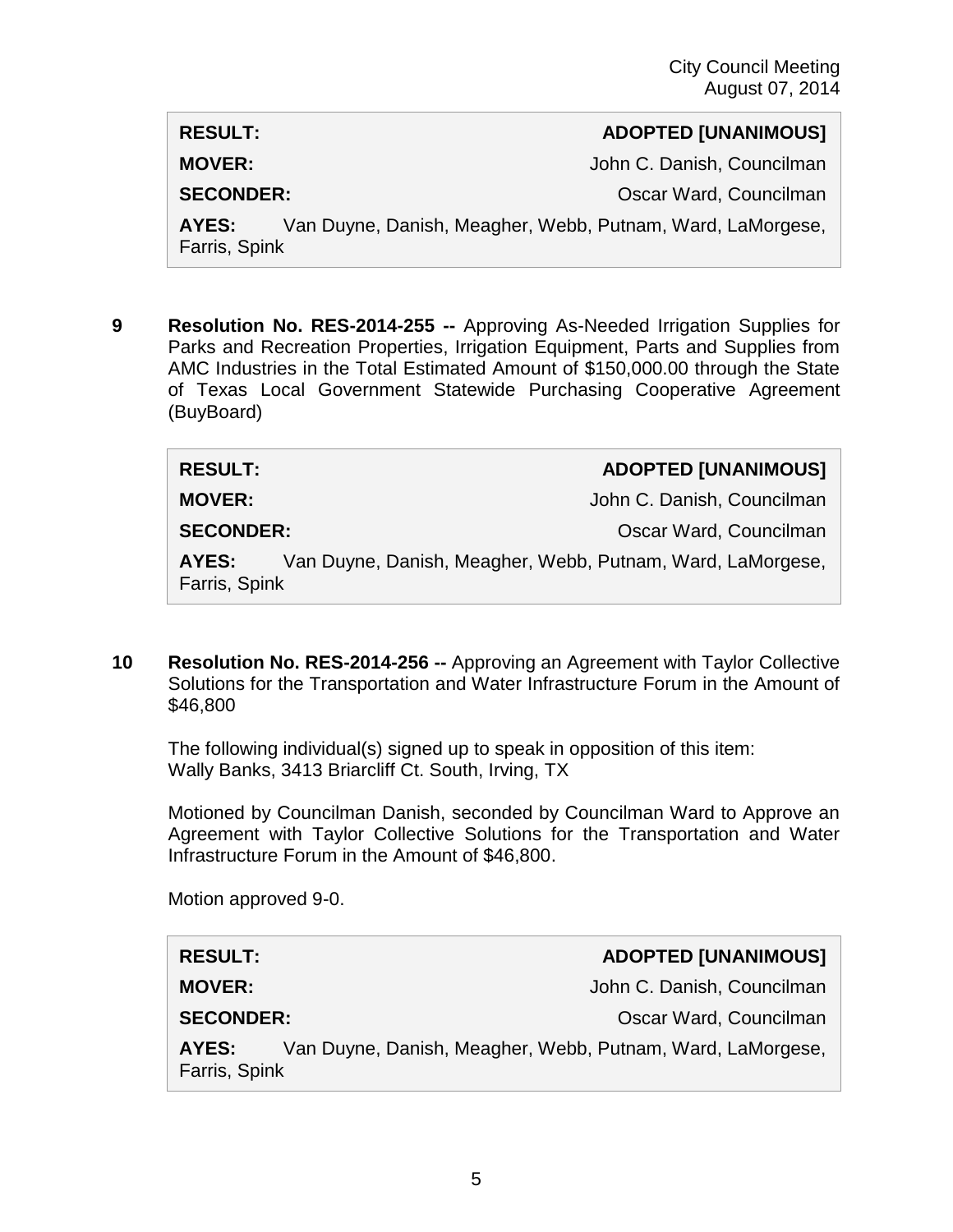| **RESULT:** | **ADOPTED [UNANIMOUS]** |
| --- | --- |
| **MOVER:** | John C. Danish, Councilman |
| **SECONDER:** | Oscar Ward, Councilman |
| **AYES:** | Van Duyne, Danish, Meagher, Webb, Putnam, Ward, LaMorgese, Farris, Spink |

**9** **Resolution No. RES-2014-255 --** Approving As-Needed Irrigation Supplies for Parks and Recreation Properties, Irrigation Equipment, Parts and Supplies from AMC Industries in the Total Estimated Amount of $150,000.00 through the State of Texas Local Government Statewide Purchasing Cooperative Agreement (BuyBoard)

| **RESULT:** | **ADOPTED [UNANIMOUS]** |
| --- | --- |
| **MOVER:** | John C. Danish, Councilman |
| **SECONDER:** | Oscar Ward, Councilman |
| **AYES:** | Van Duyne, Danish, Meagher, Webb, Putnam, Ward, LaMorgese, Farris, Spink |

**10** **Resolution No. RES-2014-256 --** Approving an Agreement with Taylor Collective Solutions for the Transportation and Water Infrastructure Forum in the Amount of $46,800

The following individual(s) signed up to speak in opposition of this item:
Wally Banks, 3413 Briarcliff Ct. South, Irving, TX

Motioned by Councilman Danish, seconded by Councilman Ward to Approve an Agreement with Taylor Collective Solutions for the Transportation and Water Infrastructure Forum in the Amount of $46,800.

Motion approved 9-0.

| **RESULT:** | **ADOPTED [UNANIMOUS]** |
| --- | --- |
| **MOVER:** | John C. Danish, Councilman |
| **SECONDER:** | Oscar Ward, Councilman |
| **AYES:** | Van Duyne, Danish, Meagher, Webb, Putnam, Ward, LaMorgese, Farris, Spink |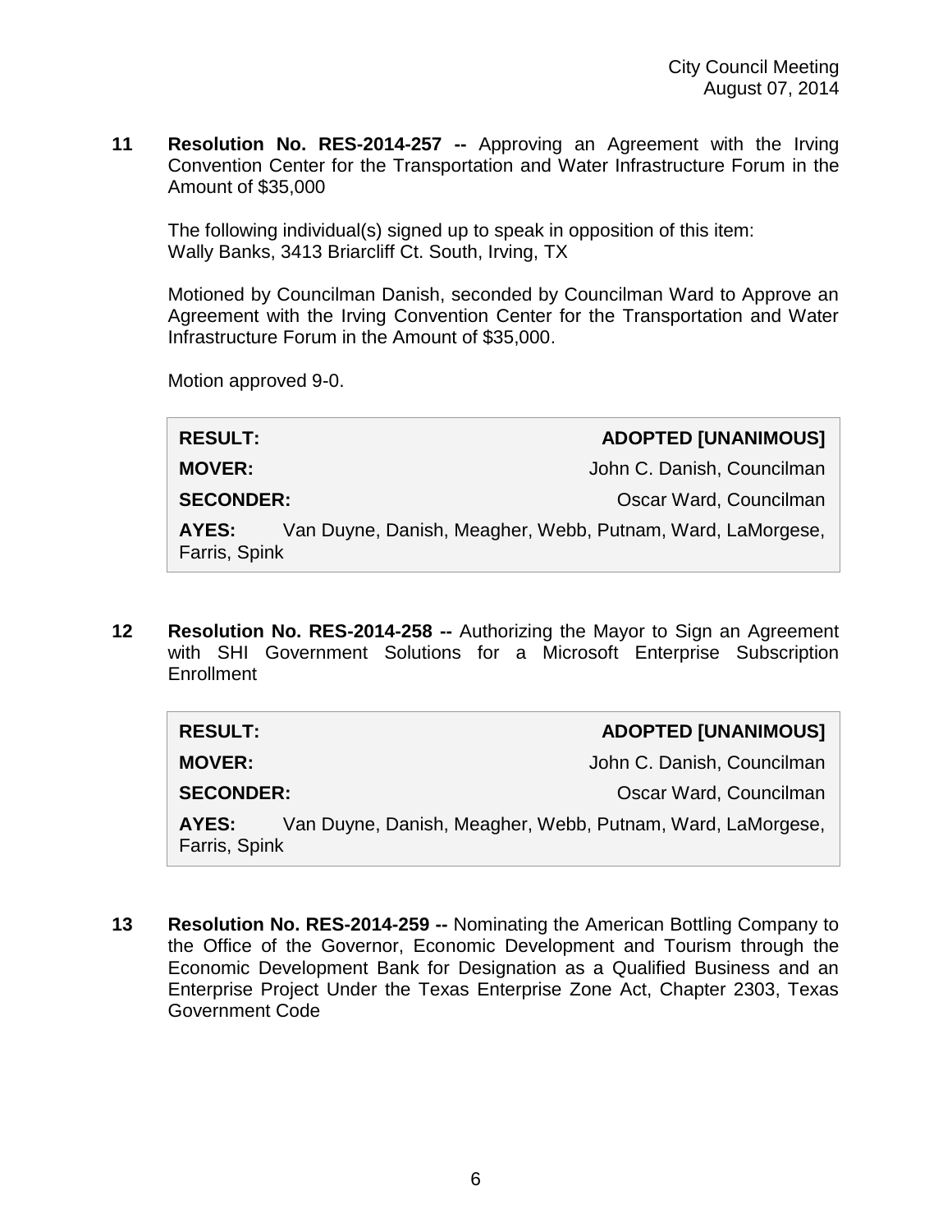**11 Resolution No. RES-2014-257 --** Approving an Agreement with the Irving Convention Center for the Transportation and Water Infrastructure Forum in the Amount of $35,000

The following individual(s) signed up to speak in opposition of this item:
Wally Banks, 3413 Briarcliff Ct. South, Irving, TX

Motioned by Councilman Danish, seconded by Councilman Ward to Approve an Agreement with the Irving Convention Center for the Transportation and Water Infrastructure Forum in the Amount of $35,000.

Motion approved 9-0.

| | |
|---|---|
| **RESULT:** | **ADOPTED [UNANIMOUS]** |
| **MOVER:** | John C. Danish, Councilman |
| **SECONDER:** | Oscar Ward, Councilman |
| **AYES:** | Van Duyne, Danish, Meagher, Webb, Putnam, Ward, LaMorgese, Farris, Spink |

**12 Resolution No. RES-2014-258 --** Authorizing the Mayor to Sign an Agreement with SHI Government Solutions for a Microsoft Enterprise Subscription Enrollment

| | |
|---|---|
| **RESULT:** | **ADOPTED [UNANIMOUS]** |
| **MOVER:** | John C. Danish, Councilman |
| **SECONDER:** | Oscar Ward, Councilman |
| **AYES:** | Van Duyne, Danish, Meagher, Webb, Putnam, Ward, LaMorgese, Farris, Spink |

**13 Resolution No. RES-2014-259 --** Nominating the American Bottling Company to the Office of the Governor, Economic Development and Tourism through the Economic Development Bank for Designation as a Qualified Business and an Enterprise Project Under the Texas Enterprise Zone Act, Chapter 2303, Texas Government Code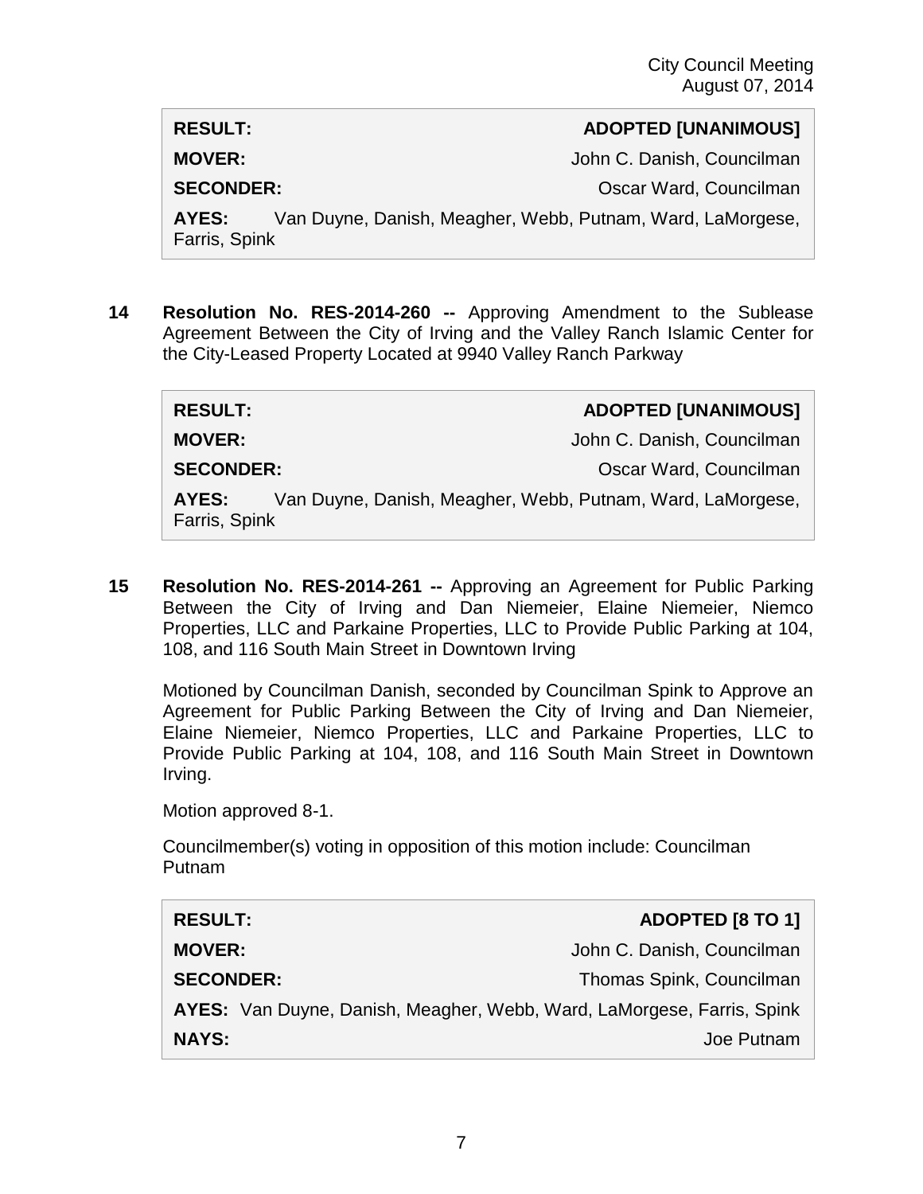| | |
|---|---|
| **RESULT:** | **ADOPTED [UNANIMOUS]** |
| **MOVER:** | John C. Danish, Councilman |
| **SECONDER:** | Oscar Ward, Councilman |
| **AYES:** | Van Duyne, Danish, Meagher, Webb, Putnam, Ward, LaMorgese, Farris, Spink |

**14** **Resolution No. RES-2014-260 --** Approving Amendment to the Sublease Agreement Between the City of Irving and the Valley Ranch Islamic Center for the City-Leased Property Located at 9940 Valley Ranch Parkway

| | |
|---|---|
| **RESULT:** | **ADOPTED [UNANIMOUS]** |
| **MOVER:** | John C. Danish, Councilman |
| **SECONDER:** | Oscar Ward, Councilman |
| **AYES:** | Van Duyne, Danish, Meagher, Webb, Putnam, Ward, LaMorgese, Farris, Spink |

**15** **Resolution No. RES-2014-261 --** Approving an Agreement for Public Parking Between the City of Irving and Dan Niemeier, Elaine Niemeier, Niemco Properties, LLC and Parkaine Properties, LLC to Provide Public Parking at 104, 108, and 116 South Main Street in Downtown Irving

Motioned by Councilman Danish, seconded by Councilman Spink to Approve an Agreement for Public Parking Between the City of Irving and Dan Niemeier, Elaine Niemeier, Niemco Properties, LLC and Parkaine Properties, LLC to Provide Public Parking at 104, 108, and 116 South Main Street in Downtown Irving.

Motion approved 8-1.

Councilmember(s) voting in opposition of this motion include: Councilman Putnam

| | |
|---|---|
| **RESULT:** | **ADOPTED [8 TO 1]** |
| **MOVER:** | John C. Danish, Councilman |
| **SECONDER:** | Thomas Spink, Councilman |
| **AYES:** | Van Duyne, Danish, Meagher, Webb, Ward, LaMorgese, Farris, Spink |
| **NAYS:** | Joe Putnam |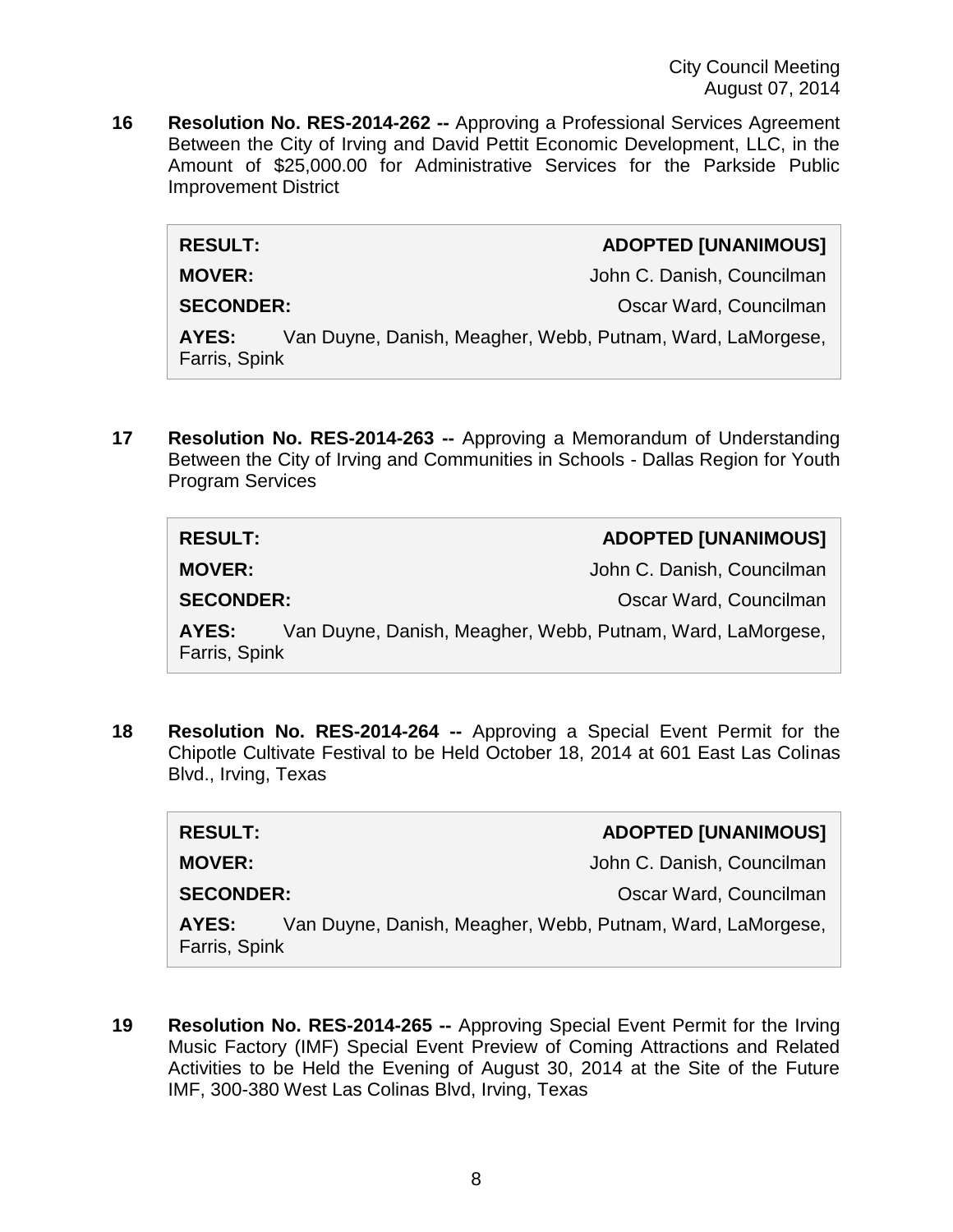**16 Resolution No. RES-2014-262 --** Approving a Professional Services Agreement Between the City of Irving and David Pettit Economic Development, LLC, in the Amount of $25,000.00 for Administrative Services for the Parkside Public Improvement District

| | |
|---|---|
| **RESULT:** | **ADOPTED [UNANIMOUS]** |
| **MOVER:** | John C. Danish, Councilman |
| **SECONDER:** | Oscar Ward, Councilman |
| **AYES:** | Van Duyne, Danish, Meagher, Webb, Putnam, Ward, LaMorgese, Farris, Spink |

**17 Resolution No. RES-2014-263 --** Approving a Memorandum of Understanding Between the City of Irving and Communities in Schools - Dallas Region for Youth Program Services

| | |
|---|---|
| **RESULT:** | **ADOPTED [UNANIMOUS]** |
| **MOVER:** | John C. Danish, Councilman |
| **SECONDER:** | Oscar Ward, Councilman |
| **AYES:** | Van Duyne, Danish, Meagher, Webb, Putnam, Ward, LaMorgese, Farris, Spink |

**18 Resolution No. RES-2014-264 --** Approving a Special Event Permit for the Chipotle Cultivate Festival to be Held October 18, 2014 at 601 East Las Colinas Blvd., Irving, Texas

| | |
|---|---|
| **RESULT:** | **ADOPTED [UNANIMOUS]** |
| **MOVER:** | John C. Danish, Councilman |
| **SECONDER:** | Oscar Ward, Councilman |
| **AYES:** | Van Duyne, Danish, Meagher, Webb, Putnam, Ward, LaMorgese, Farris, Spink |

**19 Resolution No. RES-2014-265 --** Approving Special Event Permit for the Irving Music Factory (IMF) Special Event Preview of Coming Attractions and Related Activities to be Held the Evening of August 30, 2014 at the Site of the Future IMF, 300-380 West Las Colinas Blvd, Irving, Texas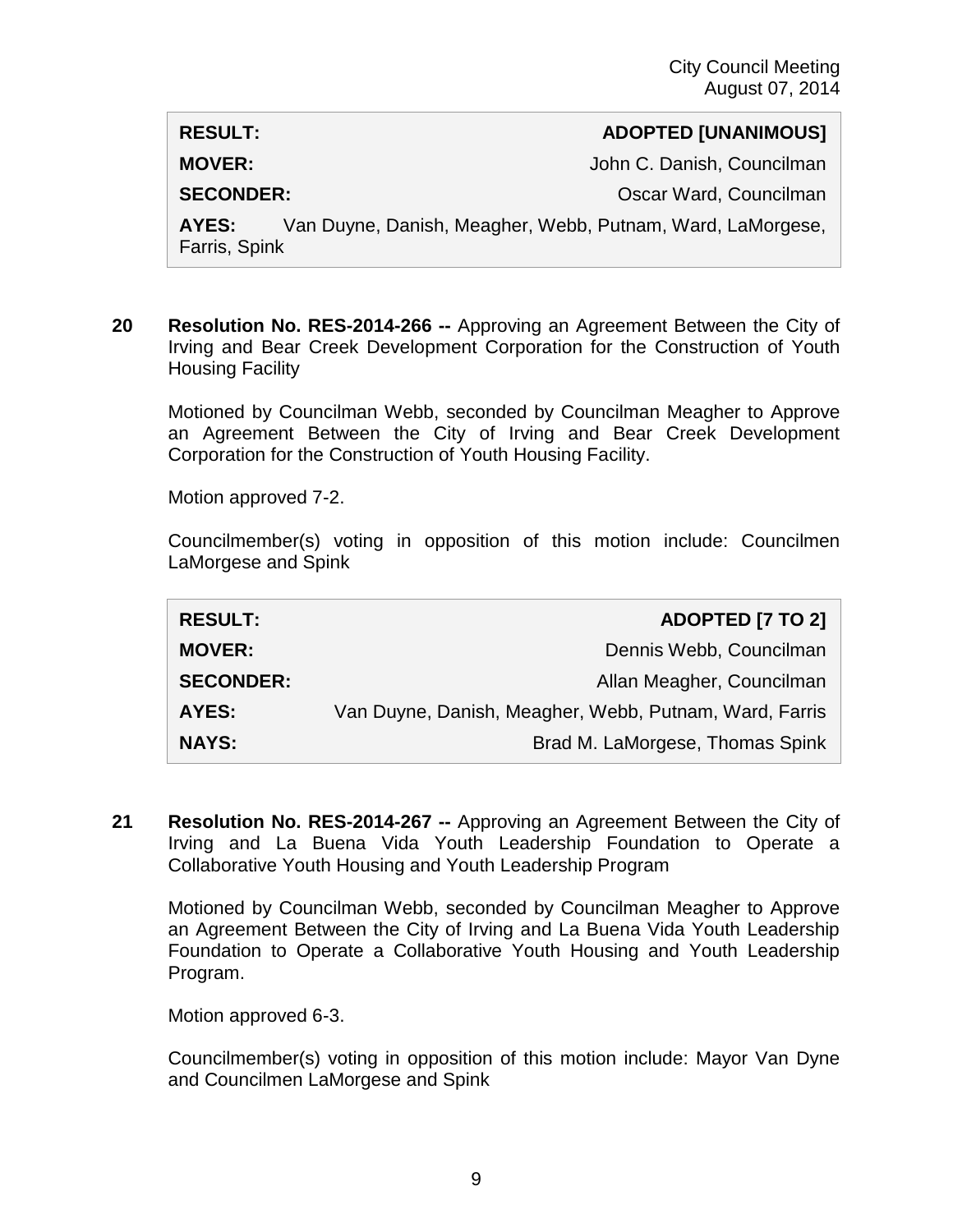| RESULT: | ADOPTED [UNANIMOUS] |
| --- | --- |
| MOVER: | John C. Danish, Councilman |
| SECONDER: | Oscar Ward, Councilman |
| AYES: | Van Duyne, Danish, Meagher, Webb, Putnam, Ward, LaMorgese, Farris, Spink |

**20 Resolution No. RES-2014-266 --** Approving an Agreement Between the City of Irving and Bear Creek Development Corporation for the Construction of Youth Housing Facility

Motioned by Councilman Webb, seconded by Councilman Meagher to Approve an Agreement Between the City of Irving and Bear Creek Development Corporation for the Construction of Youth Housing Facility.

Motion approved 7-2.

Councilmember(s) voting in opposition of this motion include: Councilmen LaMorgese and Spink

| RESULT: | ADOPTED [7 TO 2] |
| --- | --- |
| MOVER: | Dennis Webb, Councilman |
| SECONDER: | Allan Meagher, Councilman |
| AYES: | Van Duyne, Danish, Meagher, Webb, Putnam, Ward, Farris |
| NAYS: | Brad M. LaMorgese, Thomas Spink |

**21 Resolution No. RES-2014-267 --** Approving an Agreement Between the City of Irving and La Buena Vida Youth Leadership Foundation to Operate a Collaborative Youth Housing and Youth Leadership Program

Motioned by Councilman Webb, seconded by Councilman Meagher to Approve an Agreement Between the City of Irving and La Buena Vida Youth Leadership Foundation to Operate a Collaborative Youth Housing and Youth Leadership Program.

Motion approved 6-3.

Councilmember(s) voting in opposition of this motion include: Mayor Van Dyne and Councilmen LaMorgese and Spink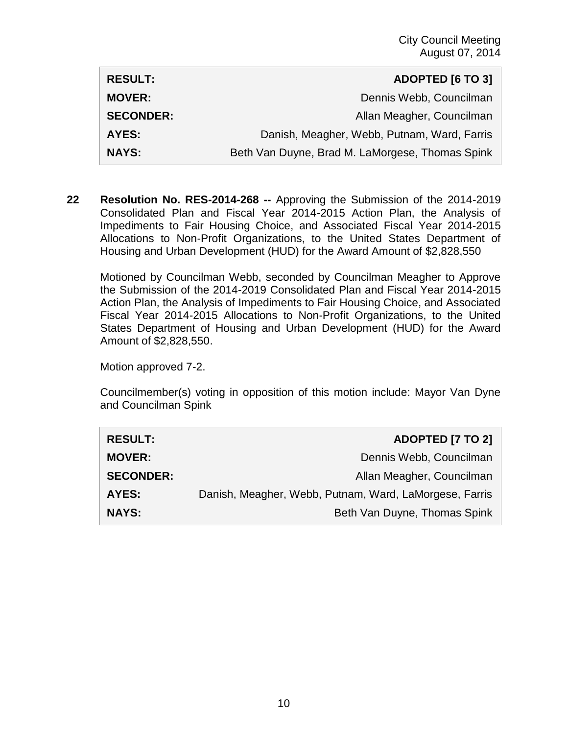| RESULT: | ADOPTED [6 TO 3] |
|---|---|
| MOVER: | Dennis Webb, Councilman |
| SECONDER: | Allan Meagher, Councilman |
| AYES: | Danish, Meagher, Webb, Putnam, Ward, Farris |
| NAYS: | Beth Van Duyne, Brad M. LaMorgese, Thomas Spink |

**22** **Resolution No. RES-2014-268 --** Approving the Submission of the 2014-2019 Consolidated Plan and Fiscal Year 2014-2015 Action Plan, the Analysis of Impediments to Fair Housing Choice, and Associated Fiscal Year 2014-2015 Allocations to Non-Profit Organizations, to the United States Department of Housing and Urban Development (HUD) for the Award Amount of $2,828,550

Motioned by Councilman Webb, seconded by Councilman Meagher to Approve the Submission of the 2014-2019 Consolidated Plan and Fiscal Year 2014-2015 Action Plan, the Analysis of Impediments to Fair Housing Choice, and Associated Fiscal Year 2014-2015 Allocations to Non-Profit Organizations, to the United States Department of Housing and Urban Development (HUD) for the Award Amount of $2,828,550.

Motion approved 7-2.

Councilmember(s) voting in opposition of this motion include: Mayor Van Dyne and Councilman Spink

| RESULT: | ADOPTED [7 TO 2] |
|---|---|
| MOVER: | Dennis Webb, Councilman |
| SECONDER: | Allan Meagher, Councilman |
| AYES: | Danish, Meagher, Webb, Putnam, Ward, LaMorgese, Farris |
| NAYS: | Beth Van Duyne, Thomas Spink |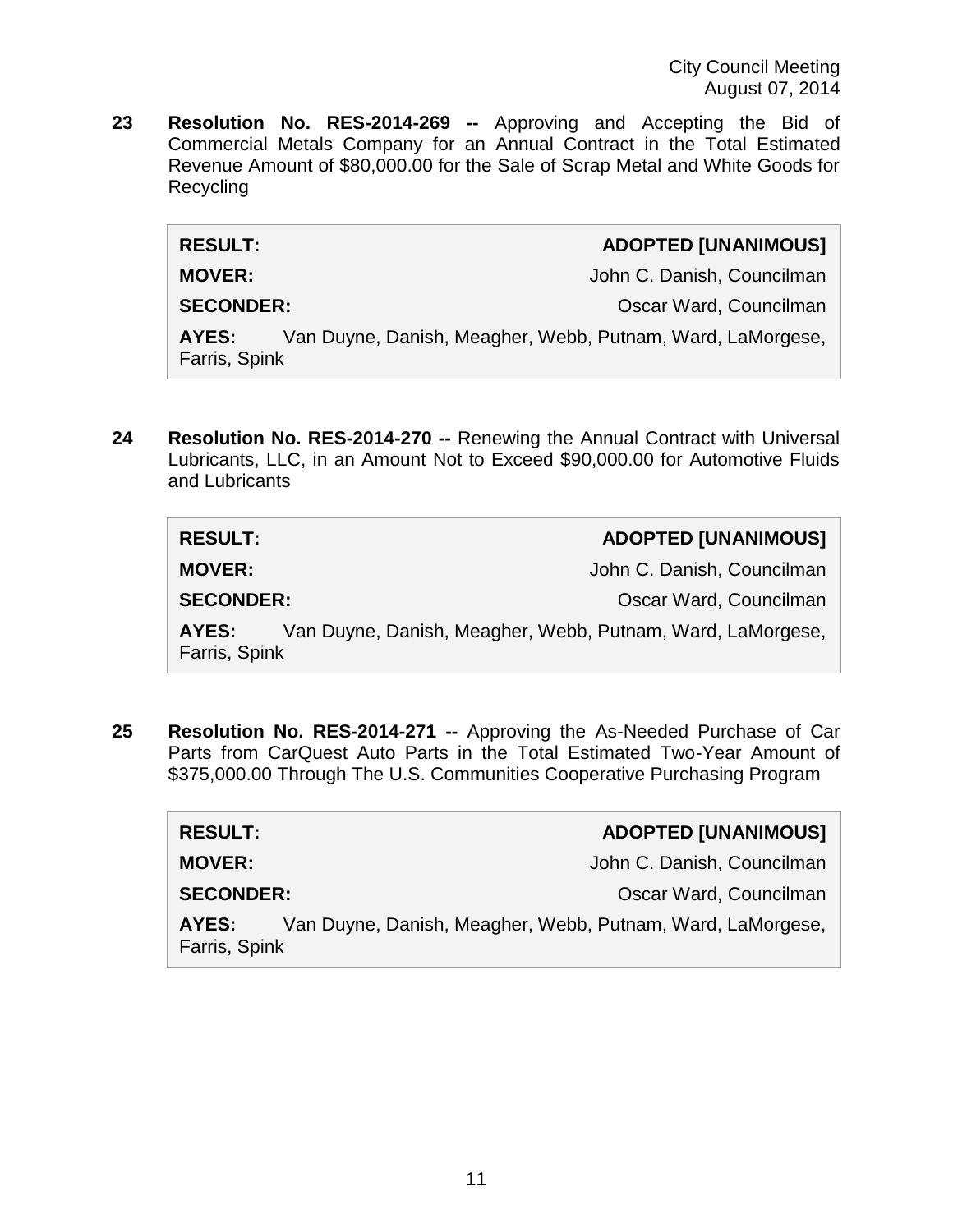**23 Resolution No. RES-2014-269 --** Approving and Accepting the Bid of Commercial Metals Company for an Annual Contract in the Total Estimated Revenue Amount of $80,000.00 for the Sale of Scrap Metal and White Goods for Recycling

| | |
|---|---|
| **RESULT:** | **ADOPTED [UNANIMOUS]** |
| **MOVER:** | John C. Danish, Councilman |
| **SECONDER:** | Oscar Ward, Councilman |
| **AYES:** | Van Duyne, Danish, Meagher, Webb, Putnam, Ward, LaMorgese, Farris, Spink |

**24 Resolution No. RES-2014-270 --** Renewing the Annual Contract with Universal Lubricants, LLC, in an Amount Not to Exceed $90,000.00 for Automotive Fluids and Lubricants

| | |
|---|---|
| **RESULT:** | **ADOPTED [UNANIMOUS]** |
| **MOVER:** | John C. Danish, Councilman |
| **SECONDER:** | Oscar Ward, Councilman |
| **AYES:** | Van Duyne, Danish, Meagher, Webb, Putnam, Ward, LaMorgese, Farris, Spink |

**25 Resolution No. RES-2014-271 --** Approving the As-Needed Purchase of Car Parts from CarQuest Auto Parts in the Total Estimated Two-Year Amount of $375,000.00 Through The U.S. Communities Cooperative Purchasing Program

| | |
|---|---|
| **RESULT:** | **ADOPTED [UNANIMOUS]** |
| **MOVER:** | John C. Danish, Councilman |
| **SECONDER:** | Oscar Ward, Councilman |
| **AYES:** | Van Duyne, Danish, Meagher, Webb, Putnam, Ward, LaMorgese, Farris, Spink |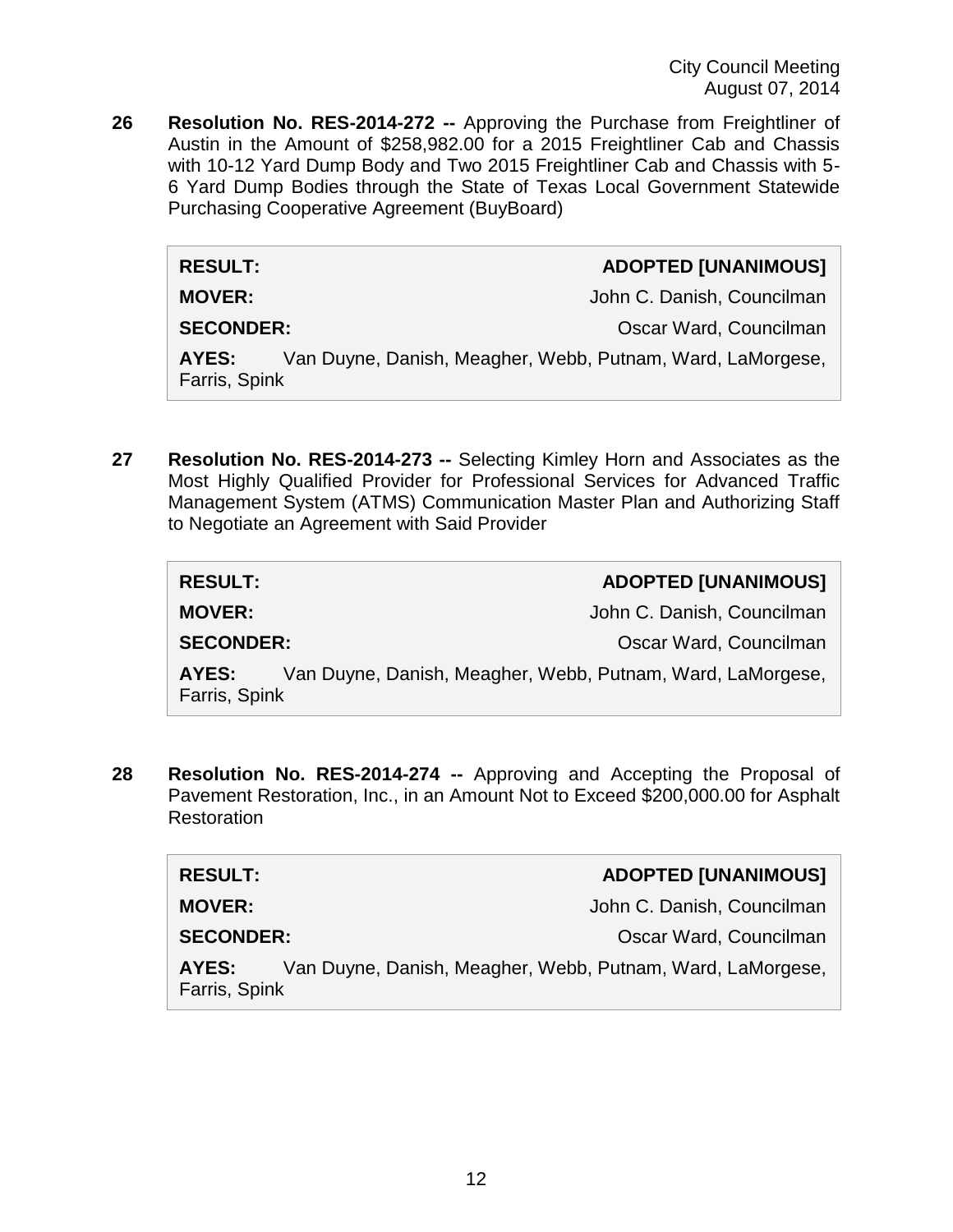**26 Resolution No. RES-2014-272 --** Approving the Purchase from Freightliner of Austin in the Amount of $258,982.00 for a 2015 Freightliner Cab and Chassis with 10-12 Yard Dump Body and Two 2015 Freightliner Cab and Chassis with 5-6 Yard Dump Bodies through the State of Texas Local Government Statewide Purchasing Cooperative Agreement (BuyBoard)

| | |
|---|---|
| **RESULT:** | **ADOPTED [UNANIMOUS]** |
| **MOVER:** | John C. Danish, Councilman |
| **SECONDER:** | Oscar Ward, Councilman |
| **AYES:** | Van Duyne, Danish, Meagher, Webb, Putnam, Ward, LaMorgese, Farris, Spink |

**27 Resolution No. RES-2014-273 --** Selecting Kimley Horn and Associates as the Most Highly Qualified Provider for Professional Services for Advanced Traffic Management System (ATMS) Communication Master Plan and Authorizing Staff to Negotiate an Agreement with Said Provider

| | |
|---|---|
| **RESULT:** | **ADOPTED [UNANIMOUS]** |
| **MOVER:** | John C. Danish, Councilman |
| **SECONDER:** | Oscar Ward, Councilman |
| **AYES:** | Van Duyne, Danish, Meagher, Webb, Putnam, Ward, LaMorgese, Farris, Spink |

**28 Resolution No. RES-2014-274 --** Approving and Accepting the Proposal of Pavement Restoration, Inc., in an Amount Not to Exceed $200,000.00 for Asphalt Restoration

| | |
|---|---|
| **RESULT:** | **ADOPTED [UNANIMOUS]** |
| **MOVER:** | John C. Danish, Councilman |
| **SECONDER:** | Oscar Ward, Councilman |
| **AYES:** | Van Duyne, Danish, Meagher, Webb, Putnam, Ward, LaMorgese, Farris, Spink |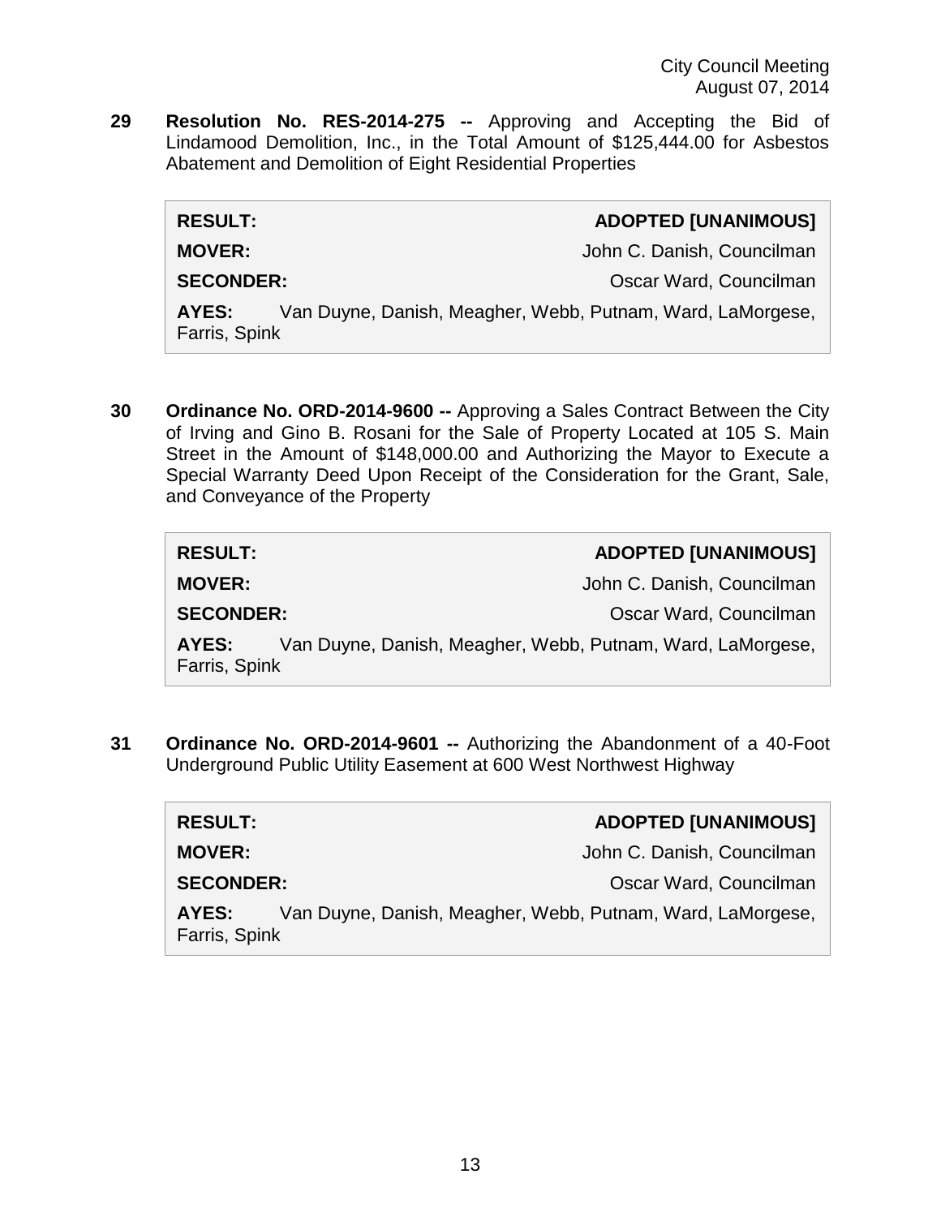**29 Resolution No. RES-2014-275 --** Approving and Accepting the Bid of Lindamood Demolition, Inc., in the Total Amount of $125,444.00 for Asbestos Abatement and Demolition of Eight Residential Properties

| | |
|---|---|
| **RESULT:** | **ADOPTED [UNANIMOUS]** |
| **MOVER:** | John C. Danish, Councilman |
| **SECONDER:** | Oscar Ward, Councilman |
| **AYES:** | Van Duyne, Danish, Meagher, Webb, Putnam, Ward, LaMorgese, Farris, Spink |

**30 Ordinance No. ORD-2014-9600 --** Approving a Sales Contract Between the City of Irving and Gino B. Rosani for the Sale of Property Located at 105 S. Main Street in the Amount of $148,000.00 and Authorizing the Mayor to Execute a Special Warranty Deed Upon Receipt of the Consideration for the Grant, Sale, and Conveyance of the Property

| | |
|---|---|
| **RESULT:** | **ADOPTED [UNANIMOUS]** |
| **MOVER:** | John C. Danish, Councilman |
| **SECONDER:** | Oscar Ward, Councilman |
| **AYES:** | Van Duyne, Danish, Meagher, Webb, Putnam, Ward, LaMorgese, Farris, Spink |

**31 Ordinance No. ORD-2014-9601 --** Authorizing the Abandonment of a 40-Foot Underground Public Utility Easement at 600 West Northwest Highway

| | |
|---|---|
| **RESULT:** | **ADOPTED [UNANIMOUS]** |
| **MOVER:** | John C. Danish, Councilman |
| **SECONDER:** | Oscar Ward, Councilman |
| **AYES:** | Van Duyne, Danish, Meagher, Webb, Putnam, Ward, LaMorgese, Farris, Spink |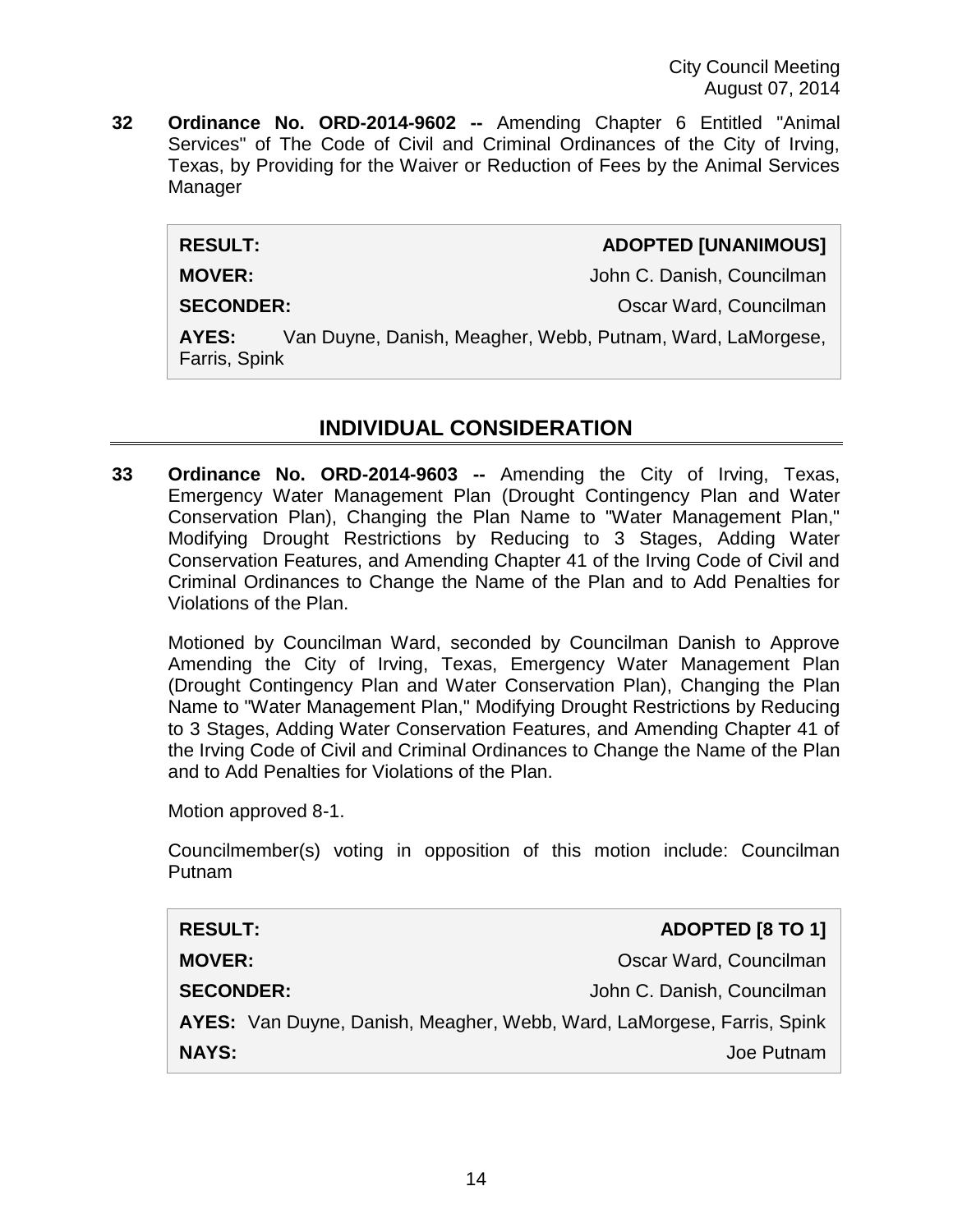**32 Ordinance No. ORD-2014-9602 --** Amending Chapter 6 Entitled "Animal Services" of The Code of Civil and Criminal Ordinances of the City of Irving, Texas, by Providing for the Waiver or Reduction of Fees by the Animal Services Manager

| | |
|---|---|
| **RESULT:** | **ADOPTED [UNANIMOUS]** |
| **MOVER:** | John C. Danish, Councilman |
| **SECONDER:** | Oscar Ward, Councilman |
| **AYES:** | Van Duyne, Danish, Meagher, Webb, Putnam, Ward, LaMorgese, Farris, Spink |

## INDIVIDUAL CONSIDERATION

**33 Ordinance No. ORD-2014-9603 --** Amending the City of Irving, Texas, Emergency Water Management Plan (Drought Contingency Plan and Water Conservation Plan), Changing the Plan Name to "Water Management Plan," Modifying Drought Restrictions by Reducing to 3 Stages, Adding Water Conservation Features, and Amending Chapter 41 of the Irving Code of Civil and Criminal Ordinances to Change the Name of the Plan and to Add Penalties for Violations of the Plan.

Motioned by Councilman Ward, seconded by Councilman Danish to Approve Amending the City of Irving, Texas, Emergency Water Management Plan (Drought Contingency Plan and Water Conservation Plan), Changing the Plan Name to "Water Management Plan," Modifying Drought Restrictions by Reducing to 3 Stages, Adding Water Conservation Features, and Amending Chapter 41 of the Irving Code of Civil and Criminal Ordinances to Change the Name of the Plan and to Add Penalties for Violations of the Plan.

Motion approved 8-1.

Councilmember(s) voting in opposition of this motion include: Councilman Putnam

| | |
|---|---|
| **RESULT:** | **ADOPTED [8 TO 1]** |
| **MOVER:** | Oscar Ward, Councilman |
| **SECONDER:** | John C. Danish, Councilman |
| **AYES:** | Van Duyne, Danish, Meagher, Webb, Ward, LaMorgese, Farris, Spink |
| **NAYS:** | Joe Putnam |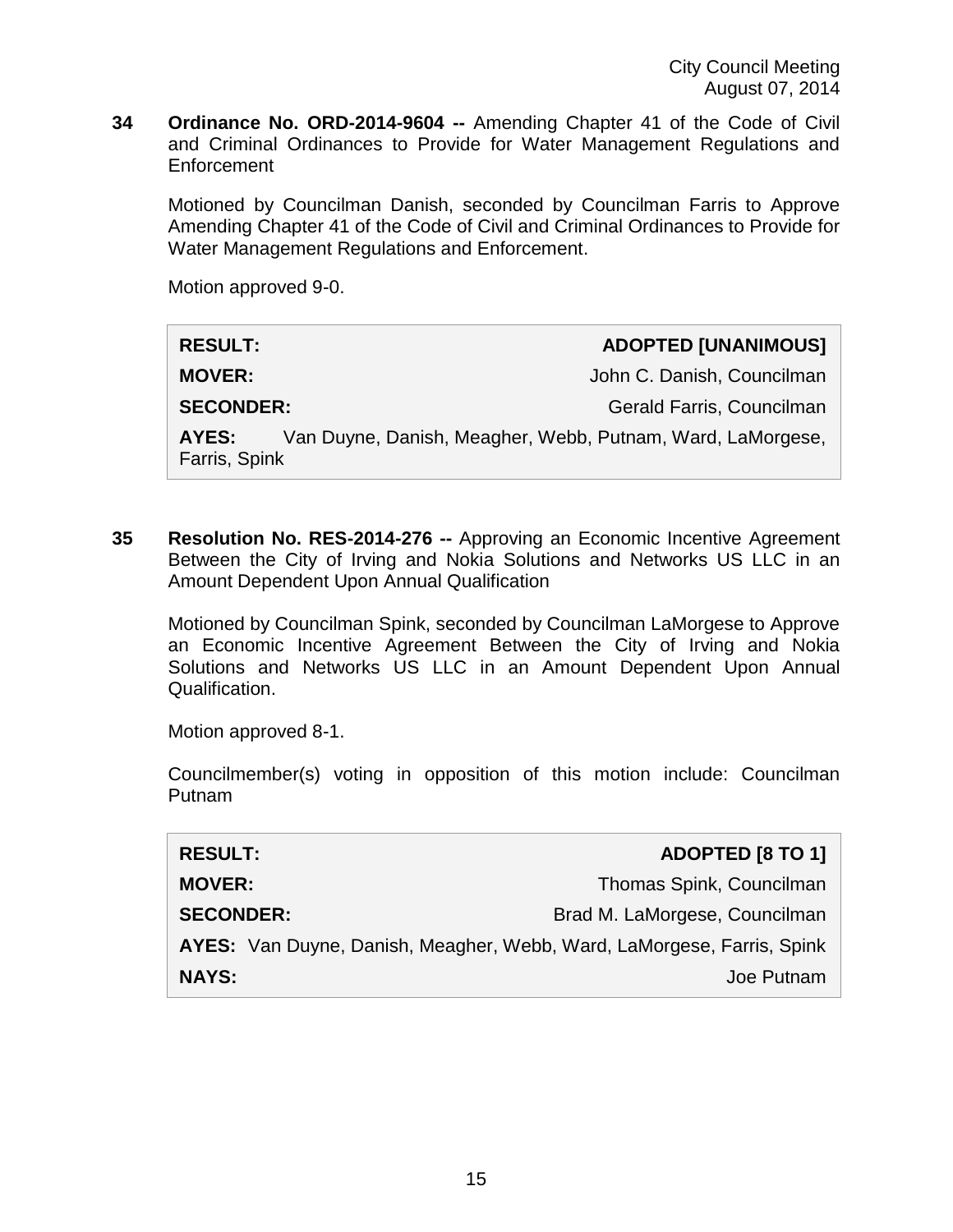**34 Ordinance No. ORD-2014-9604 --** Amending Chapter 41 of the Code of Civil and Criminal Ordinances to Provide for Water Management Regulations and Enforcement

Motioned by Councilman Danish, seconded by Councilman Farris to Approve Amending Chapter 41 of the Code of Civil and Criminal Ordinances to Provide for Water Management Regulations and Enforcement.

Motion approved 9-0.

| | |
|---|---|
| **RESULT:** | **ADOPTED [UNANIMOUS]** |
| **MOVER:** | John C. Danish, Councilman |
| **SECONDER:** | Gerald Farris, Councilman |
| **AYES:** | Van Duyne, Danish, Meagher, Webb, Putnam, Ward, LaMorgese, Farris, Spink |

**35 Resolution No. RES-2014-276 --** Approving an Economic Incentive Agreement Between the City of Irving and Nokia Solutions and Networks US LLC in an Amount Dependent Upon Annual Qualification

Motioned by Councilman Spink, seconded by Councilman LaMorgese to Approve an Economic Incentive Agreement Between the City of Irving and Nokia Solutions and Networks US LLC in an Amount Dependent Upon Annual Qualification.

Motion approved 8-1.

Councilmember(s) voting in opposition of this motion include: Councilman Putnam

| | |
|---|---|
| **RESULT:** | **ADOPTED [8 TO 1]** |
| **MOVER:** | Thomas Spink, Councilman |
| **SECONDER:** | Brad M. LaMorgese, Councilman |
| **AYES:** | Van Duyne, Danish, Meagher, Webb, Ward, LaMorgese, Farris, Spink |
| **NAYS:** | Joe Putnam |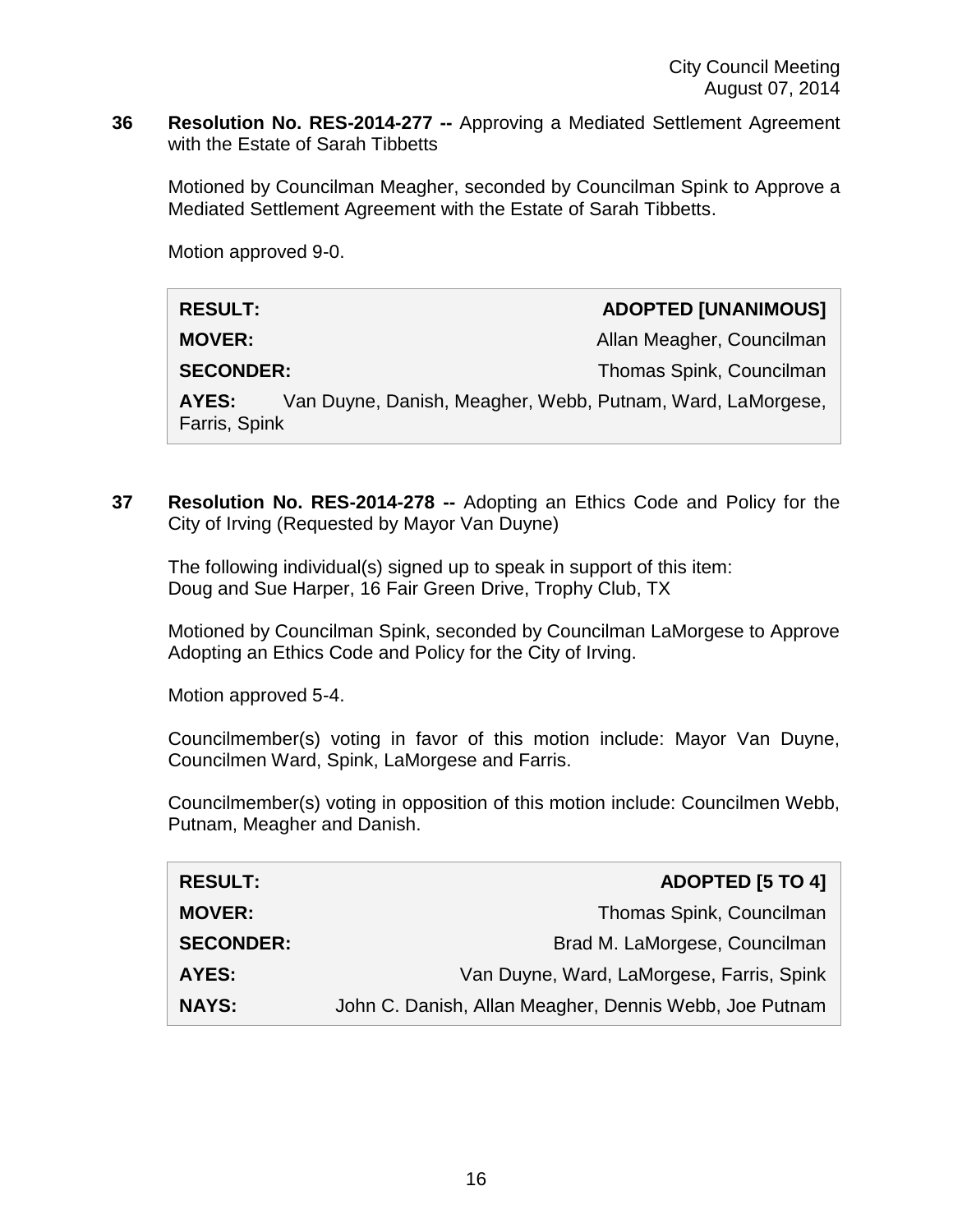**36 Resolution No. RES-2014-277 --** Approving a Mediated Settlement Agreement with the Estate of Sarah Tibbetts

Motioned by Councilman Meagher, seconded by Councilman Spink to Approve a Mediated Settlement Agreement with the Estate of Sarah Tibbetts.

Motion approved 9-0.

| | |
|---|---|
| **RESULT:** | **ADOPTED [UNANIMOUS]** |
| **MOVER:** | Allan Meagher, Councilman |
| **SECONDER:** | Thomas Spink, Councilman |
| **AYES:** | Van Duyne, Danish, Meagher, Webb, Putnam, Ward, LaMorgese, Farris, Spink |

**37 Resolution No. RES-2014-278 --** Adopting an Ethics Code and Policy for the City of Irving (Requested by Mayor Van Duyne)

The following individual(s) signed up to speak in support of this item:
Doug and Sue Harper, 16 Fair Green Drive, Trophy Club, TX

Motioned by Councilman Spink, seconded by Councilman LaMorgese to Approve Adopting an Ethics Code and Policy for the City of Irving.

Motion approved 5-4.

Councilmember(s) voting in favor of this motion include: Mayor Van Duyne, Councilmen Ward, Spink, LaMorgese and Farris.

Councilmember(s) voting in opposition of this motion include: Councilmen Webb, Putnam, Meagher and Danish.

| | |
|---|---|
| **RESULT:** | **ADOPTED [5 TO 4]** |
| **MOVER:** | Thomas Spink, Councilman |
| **SECONDER:** | Brad M. LaMorgese, Councilman |
| **AYES:** | Van Duyne, Ward, LaMorgese, Farris, Spink |
| **NAYS:** | John C. Danish, Allan Meagher, Dennis Webb, Joe Putnam |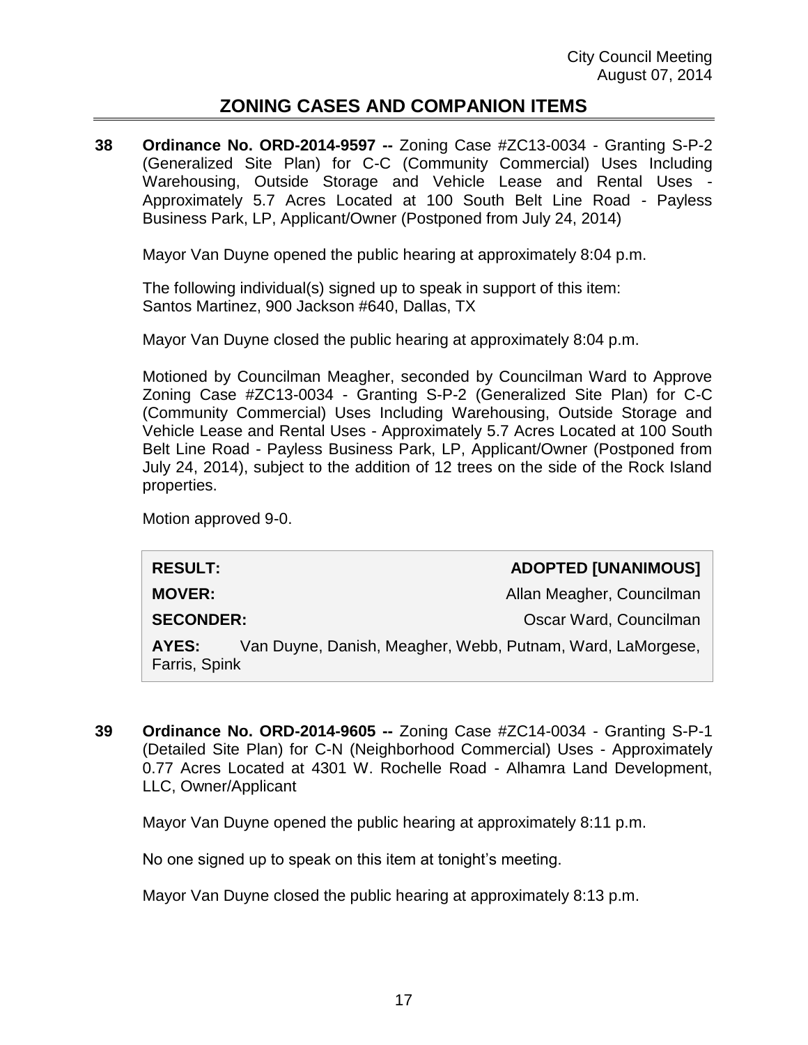## ZONING CASES AND COMPANION ITEMS

**38 Ordinance No. ORD-2014-9597 --** Zoning Case #ZC13-0034 - Granting S-P-2 (Generalized Site Plan) for C-C (Community Commercial) Uses Including Warehousing, Outside Storage and Vehicle Lease and Rental Uses - Approximately 5.7 Acres Located at 100 South Belt Line Road - Payless Business Park, LP, Applicant/Owner (Postponed from July 24, 2014)

Mayor Van Duyne opened the public hearing at approximately 8:04 p.m.

The following individual(s) signed up to speak in support of this item:
Santos Martinez, 900 Jackson #640, Dallas, TX

Mayor Van Duyne closed the public hearing at approximately 8:04 p.m.

Motioned by Councilman Meagher, seconded by Councilman Ward to Approve Zoning Case #ZC13-0034 - Granting S-P-2 (Generalized Site Plan) for C-C (Community Commercial) Uses Including Warehousing, Outside Storage and Vehicle Lease and Rental Uses - Approximately 5.7 Acres Located at 100 South Belt Line Road - Payless Business Park, LP, Applicant/Owner (Postponed from July 24, 2014), subject to the addition of 12 trees on the side of the Rock Island properties.

Motion approved 9-0.

| | |
|---|---|
| **RESULT:** | **ADOPTED [UNANIMOUS]** |
| **MOVER:** | Allan Meagher, Councilman |
| **SECONDER:** | Oscar Ward, Councilman |
| **AYES:** | Van Duyne, Danish, Meagher, Webb, Putnam, Ward, LaMorgese, Farris, Spink |

**39 Ordinance No. ORD-2014-9605 --** Zoning Case #ZC14-0034 - Granting S-P-1 (Detailed Site Plan) for C-N (Neighborhood Commercial) Uses - Approximately 0.77 Acres Located at 4301 W. Rochelle Road - Alhamra Land Development, LLC, Owner/Applicant

Mayor Van Duyne opened the public hearing at approximately 8:11 p.m.

No one signed up to speak on this item at tonight's meeting.

Mayor Van Duyne closed the public hearing at approximately 8:13 p.m.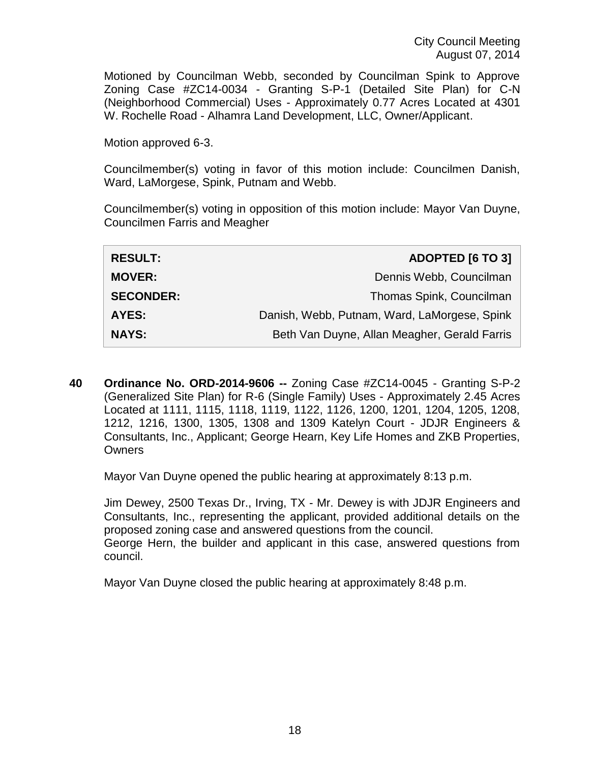Motioned by Councilman Webb, seconded by Councilman Spink to Approve Zoning Case #ZC14-0034 - Granting S-P-1 (Detailed Site Plan) for C-N (Neighborhood Commercial) Uses - Approximately 0.77 Acres Located at 4301 W. Rochelle Road - Alhamra Land Development, LLC, Owner/Applicant.

Motion approved 6-3.

Councilmember(s) voting in favor of this motion include: Councilmen Danish, Ward, LaMorgese, Spink, Putnam and Webb.

Councilmember(s) voting in opposition of this motion include: Mayor Van Duyne, Councilmen Farris and Meagher

| | |
|---|---|
| **RESULT:** | **ADOPTED [6 TO 3]** |
| **MOVER:** | Dennis Webb, Councilman |
| **SECONDER:** | Thomas Spink, Councilman |
| **AYES:** | Danish, Webb, Putnam, Ward, LaMorgese, Spink |
| **NAYS:** | Beth Van Duyne, Allan Meagher, Gerald Farris |

**40 Ordinance No. ORD-2014-9606 --** Zoning Case #ZC14-0045 - Granting S-P-2 (Generalized Site Plan) for R-6 (Single Family) Uses - Approximately 2.45 Acres Located at 1111, 1115, 1118, 1119, 1122, 1126, 1200, 1201, 1204, 1205, 1208, 1212, 1216, 1300, 1305, 1308 and 1309 Katelyn Court - JDJR Engineers & Consultants, Inc., Applicant; George Hearn, Key Life Homes and ZKB Properties, Owners

Mayor Van Duyne opened the public hearing at approximately 8:13 p.m.

Jim Dewey, 2500 Texas Dr., Irving, TX - Mr. Dewey is with JDJR Engineers and Consultants, Inc., representing the applicant, provided additional details on the proposed zoning case and answered questions from the council.
George Hern, the builder and applicant in this case, answered questions from council.

Mayor Van Duyne closed the public hearing at approximately 8:48 p.m.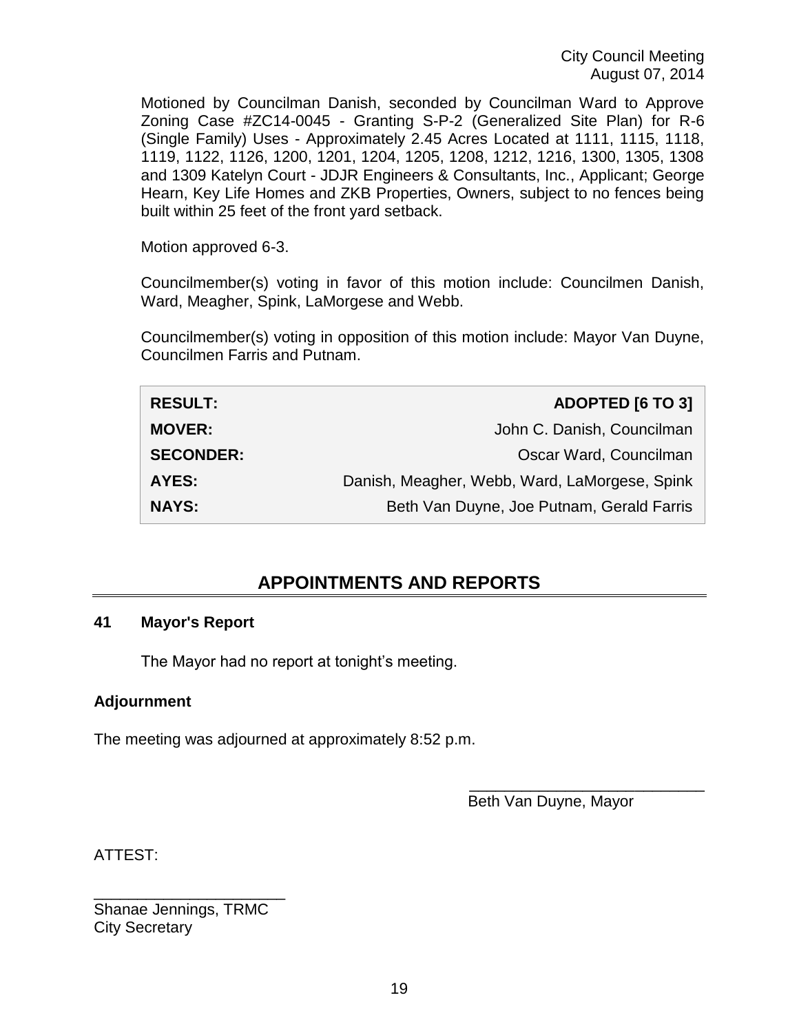Motioned by Councilman Danish, seconded by Councilman Ward to Approve Zoning Case #ZC14-0045 - Granting S-P-2 (Generalized Site Plan) for R-6 (Single Family) Uses - Approximately 2.45 Acres Located at 1111, 1115, 1118, 1119, 1122, 1126, 1200, 1201, 1204, 1205, 1208, 1212, 1216, 1300, 1305, 1308 and 1309 Katelyn Court - JDJR Engineers & Consultants, Inc., Applicant; George Hearn, Key Life Homes and ZKB Properties, Owners, subject to no fences being built within 25 feet of the front yard setback.

Motion approved 6-3.

Councilmember(s) voting in favor of this motion include: Councilmen Danish, Ward, Meagher, Spink, LaMorgese and Webb.

Councilmember(s) voting in opposition of this motion include: Mayor Van Duyne, Councilmen Farris and Putnam.

| | |
|---|---|
| **RESULT:** | **ADOPTED [6 TO 3]** |
| **MOVER:** | John C. Danish, Councilman |
| **SECONDER:** | Oscar Ward, Councilman |
| **AYES:** | Danish, Meagher, Webb, Ward, LaMorgese, Spink |
| **NAYS:** | Beth Van Duyne, Joe Putnam, Gerald Farris |

## APPOINTMENTS AND REPORTS

### 41 Mayor's Report

The Mayor had no report at tonight's meeting.

### Adjournment

The meeting was adjourned at approximately 8:52 p.m.

\_\_\_\_\_\_\_\_\_\_\_\_\_\_\_\_\_\_\_\_\_\_\_\_\_\_\_\_
Beth Van Duyne, Mayor

ATTEST:

\_\_\_\_\_\_\_\_\_\_\_\_\_\_\_\_\_\_\_\_\_\_\_
Shanae Jennings, TRMC
City Secretary